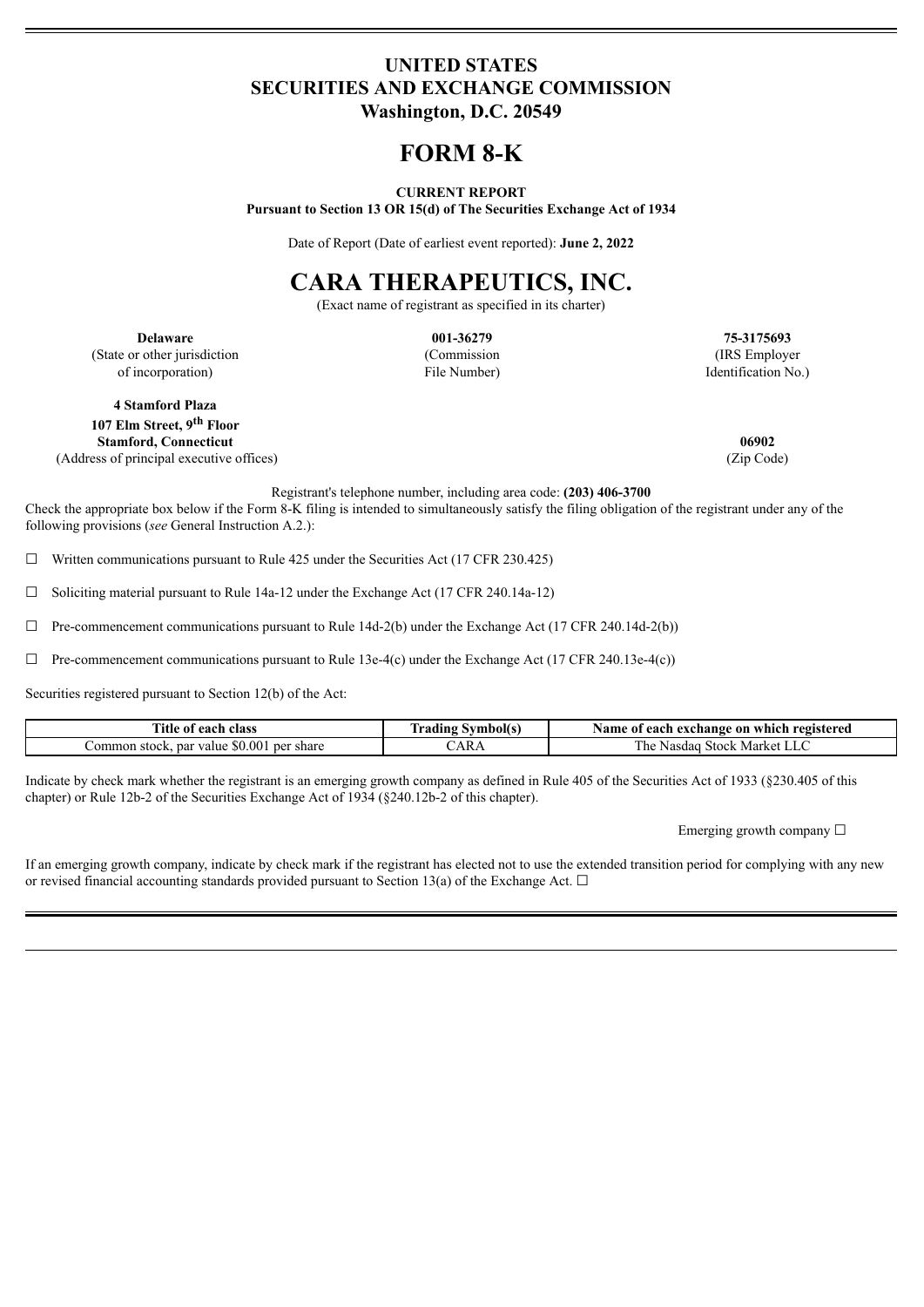# UNITED STATES
# SECURITIES AND EXCHANGE COMMISSION
## Washington, D.C. 20549

# FORM 8-K

**CURRENT REPORT**
**Pursuant to Section 13 OR 15(d) of The Securities Exchange Act of 1934**

Date of Report (Date of earliest event reported): **June 2, 2022**

# CARA THERAPEUTICS, INC.

(Exact name of registrant as specified in its charter)

| **Delaware** | **001-36279** | **75-3175693** |
|---|---|---|
| (State or other jurisdiction of incorporation) | (Commission File Number) | (IRS Employer Identification No.) |

**4 Stamford Plaza**
**107 Elm Street, 9th Floor**
**Stamford, Connecticut** — **06902**
(Address of principal executive offices) — (Zip Code)

Registrant's telephone number, including area code: **(203) 406-3700**

Check the appropriate box below if the Form 8-K filing is intended to simultaneously satisfy the filing obligation of the registrant under any of the following provisions (*see* General Instruction A.2.):

☐ Written communications pursuant to Rule 425 under the Securities Act (17 CFR 230.425)

☐ Soliciting material pursuant to Rule 14a-12 under the Exchange Act (17 CFR 240.14a-12)

☐ Pre-commencement communications pursuant to Rule 14d-2(b) under the Exchange Act (17 CFR 240.14d-2(b))

☐ Pre-commencement communications pursuant to Rule 13e-4(c) under the Exchange Act (17 CFR 240.13e-4(c))

Securities registered pursuant to Section 12(b) of the Act:

| Title of each class | Trading Symbol(s) | Name of each exchange on which registered |
|---|---|---|
| Common stock, par value $0.001 per share | CARA | The Nasdaq Stock Market LLC |

Indicate by check mark whether the registrant is an emerging growth company as defined in Rule 405 of the Securities Act of 1933 (§230.405 of this chapter) or Rule 12b-2 of the Securities Exchange Act of 1934 (§240.12b-2 of this chapter).

Emerging growth company ☐

If an emerging growth company, indicate by check mark if the registrant has elected not to use the extended transition period for complying with any new or revised financial accounting standards provided pursuant to Section 13(a) of the Exchange Act. ☐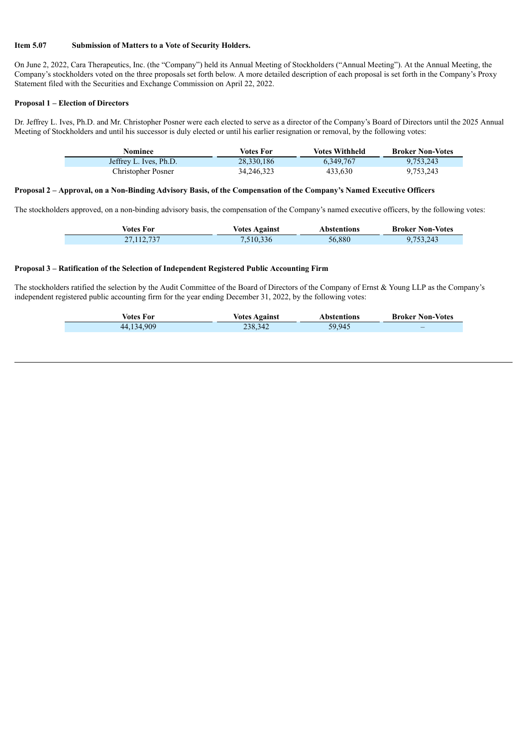**Item 5.07 Submission of Matters to a Vote of Security Holders.**

On June 2, 2022, Cara Therapeutics, Inc. (the "Company") held its Annual Meeting of Stockholders ("Annual Meeting"). At the Annual Meeting, the Company's stockholders voted on the three proposals set forth below. A more detailed description of each proposal is set forth in the Company's Proxy Statement filed with the Securities and Exchange Commission on April 22, 2022.

**Proposal 1 – Election of Directors**

Dr. Jeffrey L. Ives, Ph.D. and Mr. Christopher Posner were each elected to serve as a director of the Company's Board of Directors until the 2025 Annual Meeting of Stockholders and until his successor is duly elected or until his earlier resignation or removal, by the following votes:

| Nominee | Votes For | Votes Withheld | Broker Non-Votes |
|---|---|---|---|
| Jeffrey L. Ives, Ph.D. | 28,330,186 | 6,349,767 | 9,753,243 |
| Christopher Posner | 34,246,323 | 433,630 | 9,753,243 |

**Proposal 2 – Approval, on a Non-Binding Advisory Basis, of the Compensation of the Company's Named Executive Officers**

The stockholders approved, on a non-binding advisory basis, the compensation of the Company's named executive officers, by the following votes:

| Votes For | Votes Against | Abstentions | Broker Non-Votes |
|---|---|---|---|
| 27,112,737 | 7,510,336 | 56,880 | 9,753,243 |

**Proposal 3 – Ratification of the Selection of Independent Registered Public Accounting Firm**

The stockholders ratified the selection by the Audit Committee of the Board of Directors of the Company of Ernst & Young LLP as the Company's independent registered public accounting firm for the year ending December 31, 2022, by the following votes:

| Votes For | Votes Against | Abstentions | Broker Non-Votes |
|---|---|---|---|
| 44,134,909 | 238,342 | 59,945 | – |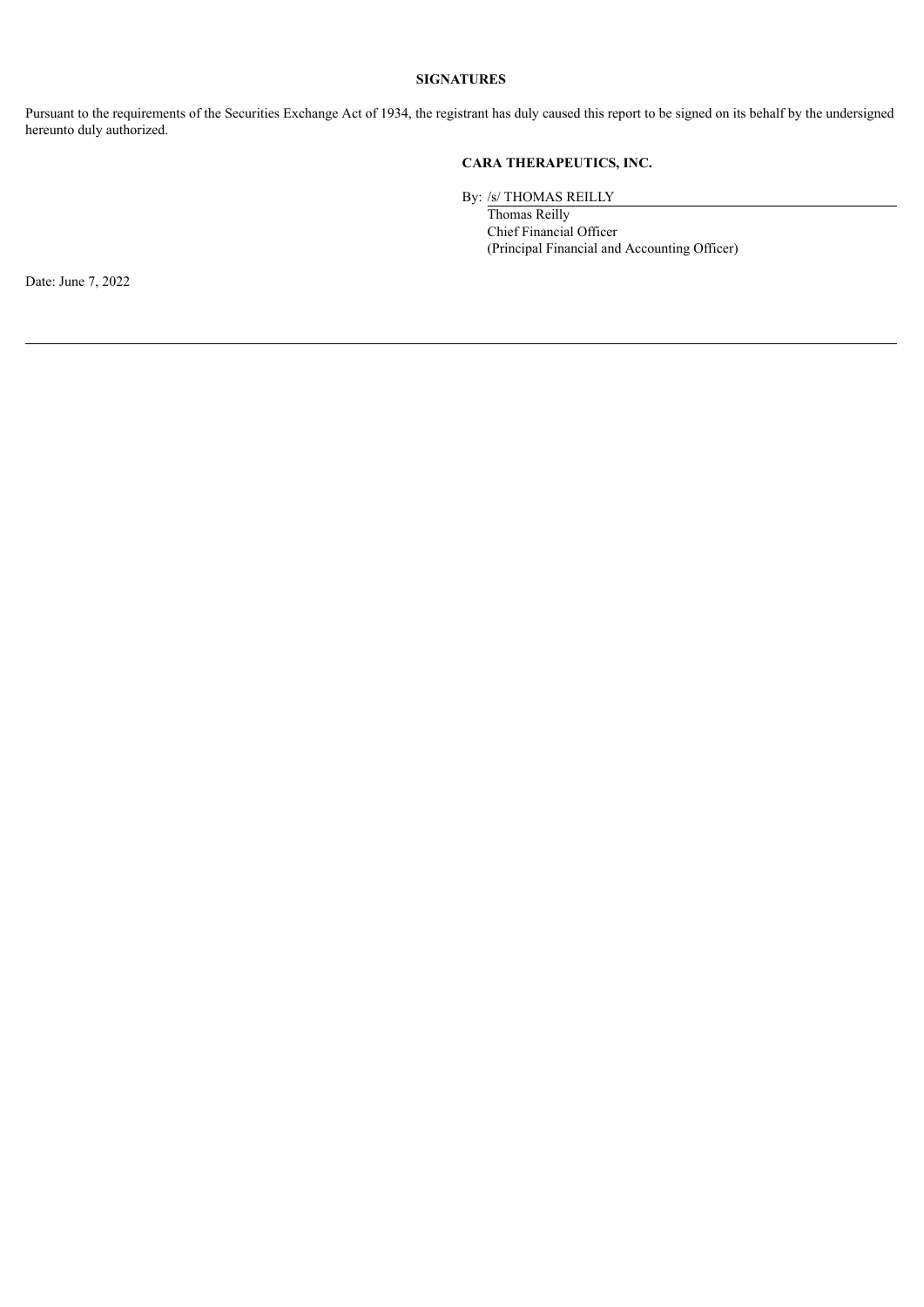**SIGNATURES**

Pursuant to the requirements of the Securities Exchange Act of 1934, the registrant has duly caused this report to be signed on its behalf by the undersigned hereunto duly authorized.

**CARA THERAPEUTICS, INC.**

By: /s/ THOMAS REILLY

Thomas Reilly
Chief Financial Officer
(Principal Financial and Accounting Officer)

Date: June 7, 2022